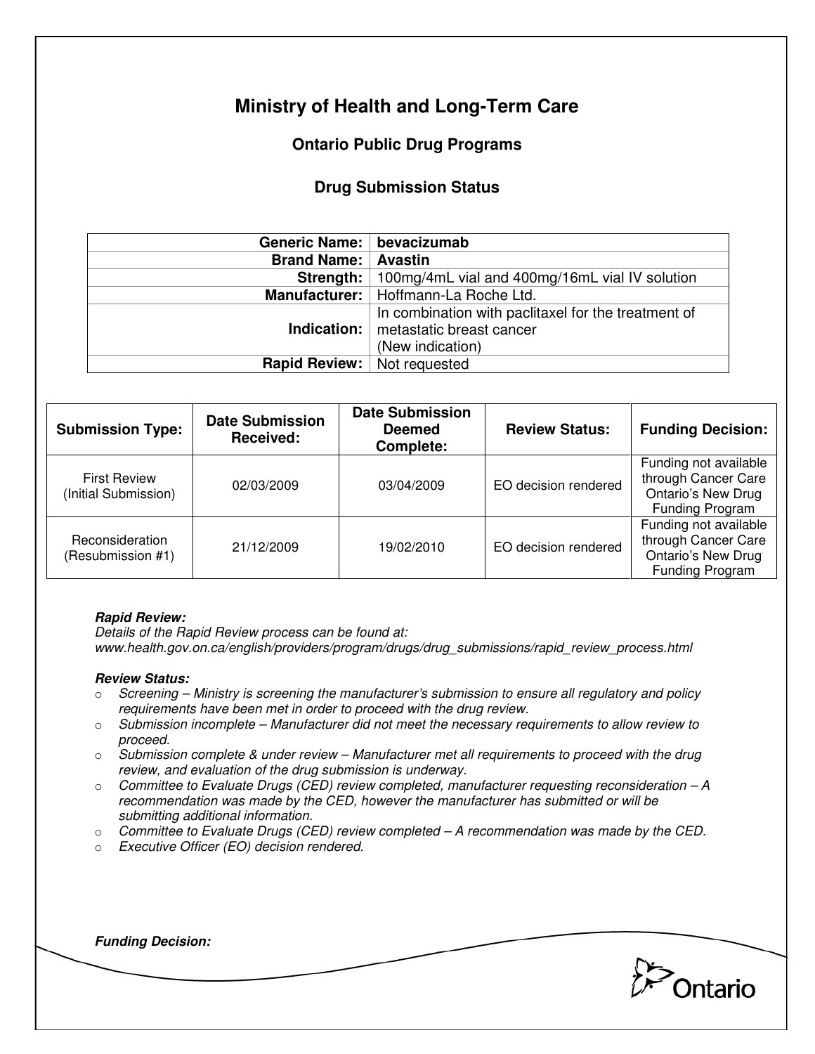# Ministry of Health and Long-Term Care

## Ontario Public Drug Programs

### Drug Submission Status

| | |
|---|---|
| **Generic Name:** | **bevacizumab** |
| **Brand Name:** | **Avastin** |
| **Strength:** | 100mg/4mL vial and 400mg/16mL vial IV solution |
| **Manufacturer:** | Hoffmann-La Roche Ltd. |
| **Indication:** | In combination with paclitaxel for the treatment of metastatic breast cancer (New indication) |
| **Rapid Review:** | Not requested |

| Submission Type: | Date Submission Received: | Date Submission Deemed Complete: | Review Status: | Funding Decision: |
|---|---|---|---|---|
| First Review (Initial Submission) | 02/03/2009 | 03/04/2009 | EO decision rendered | Funding not available through Cancer Care Ontario's New Drug Funding Program |
| Reconsideration (Resubmission #1) | 21/12/2009 | 19/02/2010 | EO decision rendered | Funding not available through Cancer Care Ontario's New Drug Funding Program |

***Rapid Review:***
*Details of the Rapid Review process can be found at:*
*www.health.gov.on.ca/english/providers/program/drugs/drug_submissions/rapid_review_process.html*

***Review Status:***

- *Screening – Ministry is screening the manufacturer's submission to ensure all regulatory and policy requirements have been met in order to proceed with the drug review.*
- *Submission incomplete – Manufacturer did not meet the necessary requirements to allow review to proceed.*
- *Submission complete & under review – Manufacturer met all requirements to proceed with the drug review, and evaluation of the drug submission is underway.*
- *Committee to Evaluate Drugs (CED) review completed, manufacturer requesting reconsideration – A recommendation was made by the CED, however the manufacturer has submitted or will be submitting additional information.*
- *Committee to Evaluate Drugs (CED) review completed – A recommendation was made by the CED.*
- *Executive Officer (EO) decision rendered.*

***Funding Decision:***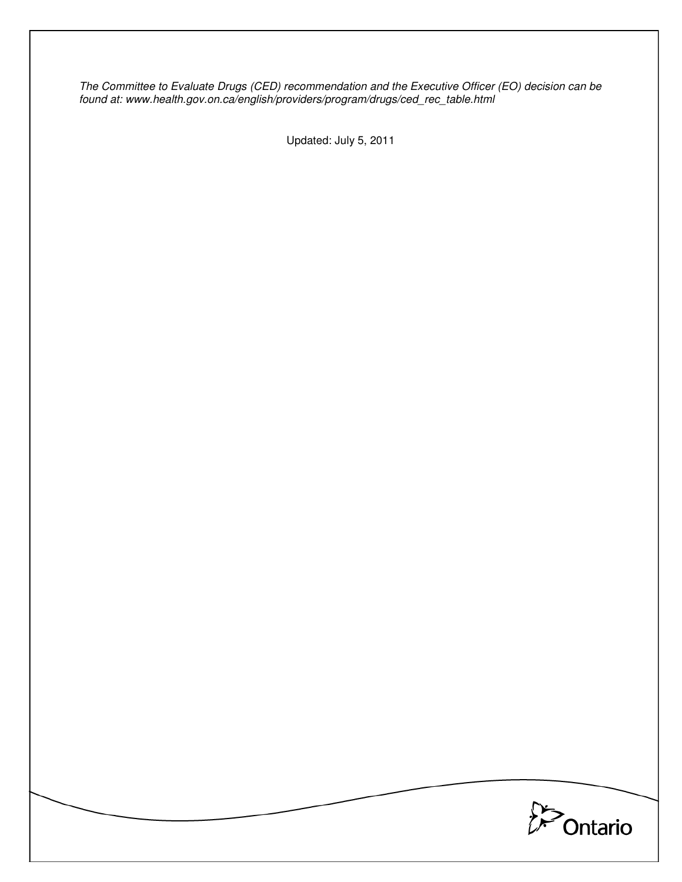*The Committee to Evaluate Drugs (CED) recommendation and the Executive Officer (EO) decision can be found at: www.health.gov.on.ca/english/providers/program/drugs/ced_rec_table.html*

Updated: July 5, 2011